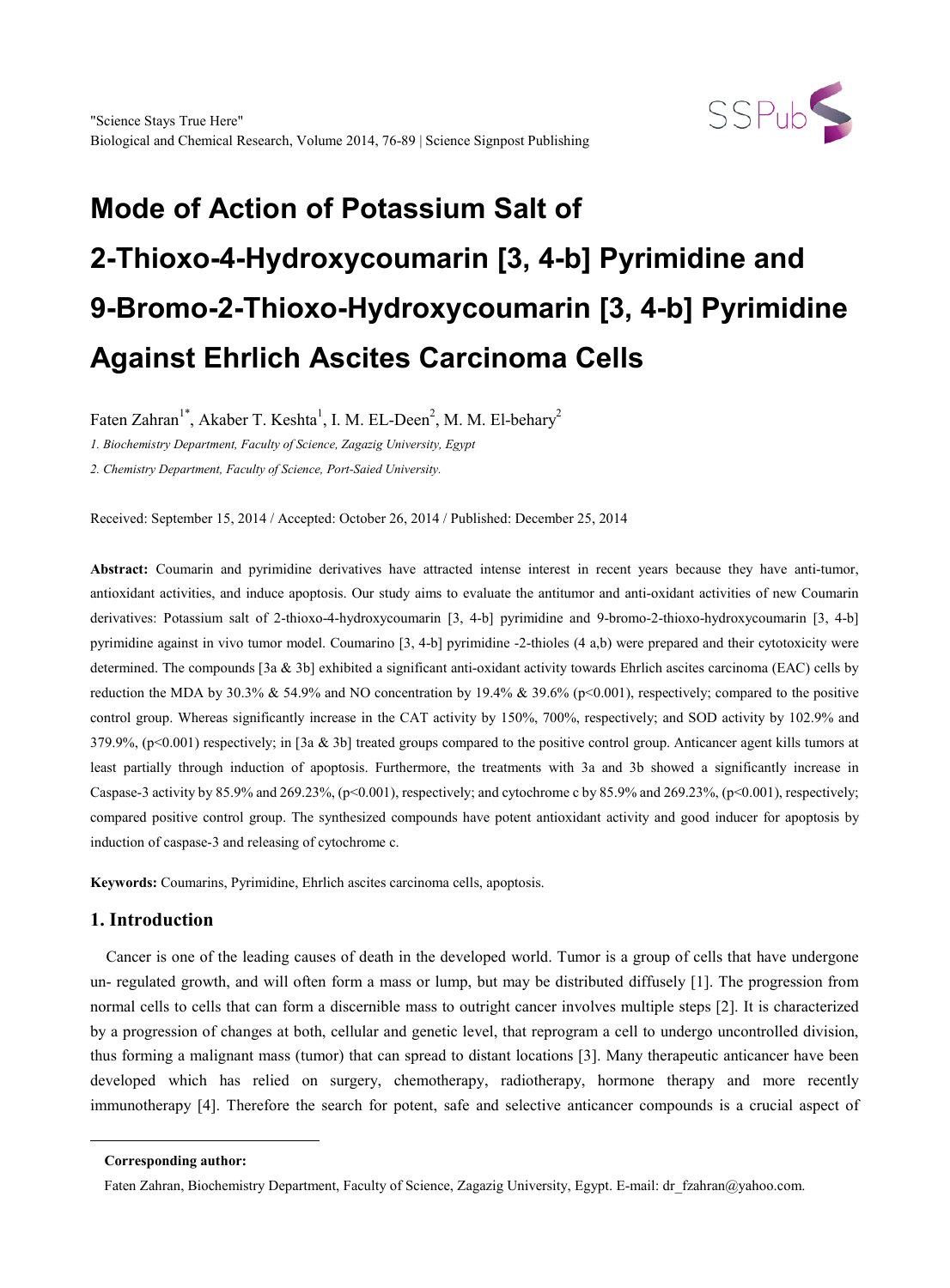# Mode of Action of Potassium Salt of 2-Thioxo-4-Hydroxycoumarin [3, 4-b] Pyrimidine and 9-Bromo-2-Thioxo-Hydroxycoumarin [3, 4-b] Pyrimidine Against Ehrlich Ascites Carcinoma Cells

Faten Zahran[1*], Akaber T. Keshta[1], I. M. EL-Deen[2], M. M. El-behary[2]

*1. Biochemistry Department, Faculty of Science, Zagazig University, Egypt*

*2. Chemistry Department, Faculty of Science, Port-Saied University.*

Received: September 15, 2014 / Accepted: October 26, 2014 / Published: December 25, 2014

**Abstract:** Coumarin and pyrimidine derivatives have attracted intense interest in recent years because they have anti-tumor, antioxidant activities, and induce apoptosis. Our study aims to evaluate the antitumor and anti-oxidant activities of new Coumarin derivatives: Potassium salt of 2-thioxo-4-hydroxycoumarin [3, 4-b] pyrimidine and 9-bromo-2-thioxo-hydroxycoumarin [3, 4-b] pyrimidine against in vivo tumor model. Coumarino [3, 4-b] pyrimidine -2-thioles (4 a,b) were prepared and their cytotoxicity were determined. The compounds [3a & 3b] exhibited a significant anti-oxidant activity towards Ehrlich ascites carcinoma (EAC) cells by reduction the MDA by 30.3% & 54.9% and NO concentration by 19.4% & 39.6% ($p<0.001$), respectively; compared to the positive control group. Whereas significantly increase in the CAT activity by 150%, 700%, respectively; and SOD activity by 102.9% and 379.9%, ($p<0.001$) respectively; in [3a & 3b] treated groups compared to the positive control group. Anticancer agent kills tumors at least partially through induction of apoptosis. Furthermore, the treatments with 3a and 3b showed a significantly increase in Caspase-3 activity by 85.9% and 269.23%, ($p<0.001$), respectively; and cytochrome c by 85.9% and 269.23%, ($p<0.001$), respectively; compared positive control group. The synthesized compounds have potent antioxidant activity and good inducer for apoptosis by induction of caspase-3 and releasing of cytochrome c.

**Keywords:** Coumarins, Pyrimidine, Ehrlich ascites carcinoma cells, apoptosis.

## 1. Introduction

Cancer is one of the leading causes of death in the developed world. Tumor is a group of cells that have undergone un- regulated growth, and will often form a mass or lump, but may be distributed diffusely [1]. The progression from normal cells to cells that can form a discernible mass to outright cancer involves multiple steps [2]. It is characterized by a progression of changes at both, cellular and genetic level, that reprogram a cell to undergo uncontrolled division, thus forming a malignant mass (tumor) that can spread to distant locations [3]. Many therapeutic anticancer have been developed which has relied on surgery, chemotherapy, radiotherapy, hormone therapy and more recently immunotherapy [4]. Therefore the search for potent, safe and selective anticancer compounds is a crucial aspect of

---

**Corresponding author:**

Faten Zahran, Biochemistry Department, Faculty of Science, Zagazig University, Egypt. E-mail: dr_fzahran@yahoo.com.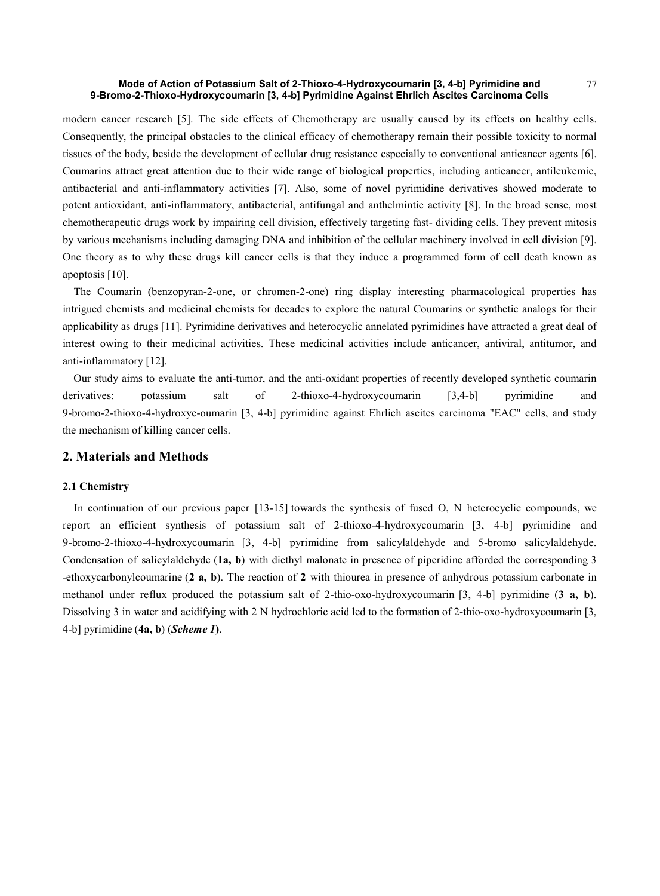modern cancer research [5]. The side effects of Chemotherapy are usually caused by its effects on healthy cells. Consequently, the principal obstacles to the clinical efficacy of chemotherapy remain their possible toxicity to normal tissues of the body, beside the development of cellular drug resistance especially to conventional anticancer agents [6]. Coumarins attract great attention due to their wide range of biological properties, including anticancer, antileukemic, antibacterial and anti-inflammatory activities [7]. Also, some of novel pyrimidine derivatives showed moderate to potent antioxidant, anti-inflammatory, antibacterial, antifungal and anthelmintic activity [8]. In the broad sense, most chemotherapeutic drugs work by impairing cell division, effectively targeting fast- dividing cells. They prevent mitosis by various mechanisms including damaging DNA and inhibition of the cellular machinery involved in cell division [9]. One theory as to why these drugs kill cancer cells is that they induce a programmed form of cell death known as apoptosis [10].

The Coumarin (benzopyran-2-one, or chromen-2-one) ring display interesting pharmacological properties has intrigued chemists and medicinal chemists for decades to explore the natural Coumarins or synthetic analogs for their applicability as drugs [11]. Pyrimidine derivatives and heterocyclic annelated pyrimidines have attracted a great deal of interest owing to their medicinal activities. These medicinal activities include anticancer, antiviral, antitumor, and anti-inflammatory [12].

Our study aims to evaluate the anti-tumor, and the anti-oxidant properties of recently developed synthetic coumarin derivatives: potassium salt of 2-thioxo-4-hydroxycoumarin [3,4-b] pyrimidine and 9-bromo-2-thioxo-4-hydroxyc-oumarin [3, 4-b] pyrimidine against Ehrlich ascites carcinoma "EAC" cells, and study the mechanism of killing cancer cells.

## 2. Materials and Methods

### 2.1 Chemistry

In continuation of our previous paper [13-15] towards the synthesis of fused O, N heterocyclic compounds, we report an efficient synthesis of potassium salt of 2-thioxo-4-hydroxycoumarin [3, 4-b] pyrimidine and 9-bromo-2-thioxo-4-hydroxycoumarin [3, 4-b] pyrimidine from salicylaldehyde and 5-bromo salicylaldehyde. Condensation of salicylaldehyde (**1a, b**) with diethyl malonate in presence of piperidine afforded the corresponding 3 -ethoxycarbonylcoumarine (**2 a, b**). The reaction of **2** with thiourea in presence of anhydrous potassium carbonate in methanol under reflux produced the potassium salt of 2-thio-oxo-hydroxycoumarin [3, 4-b] pyrimidine (**3 a, b**). Dissolving 3 in water and acidifying with 2 N hydrochloric acid led to the formation of 2-thio-oxo-hydroxycoumarin [3, 4-b] pyrimidine (**4a, b**) (***Scheme 1***).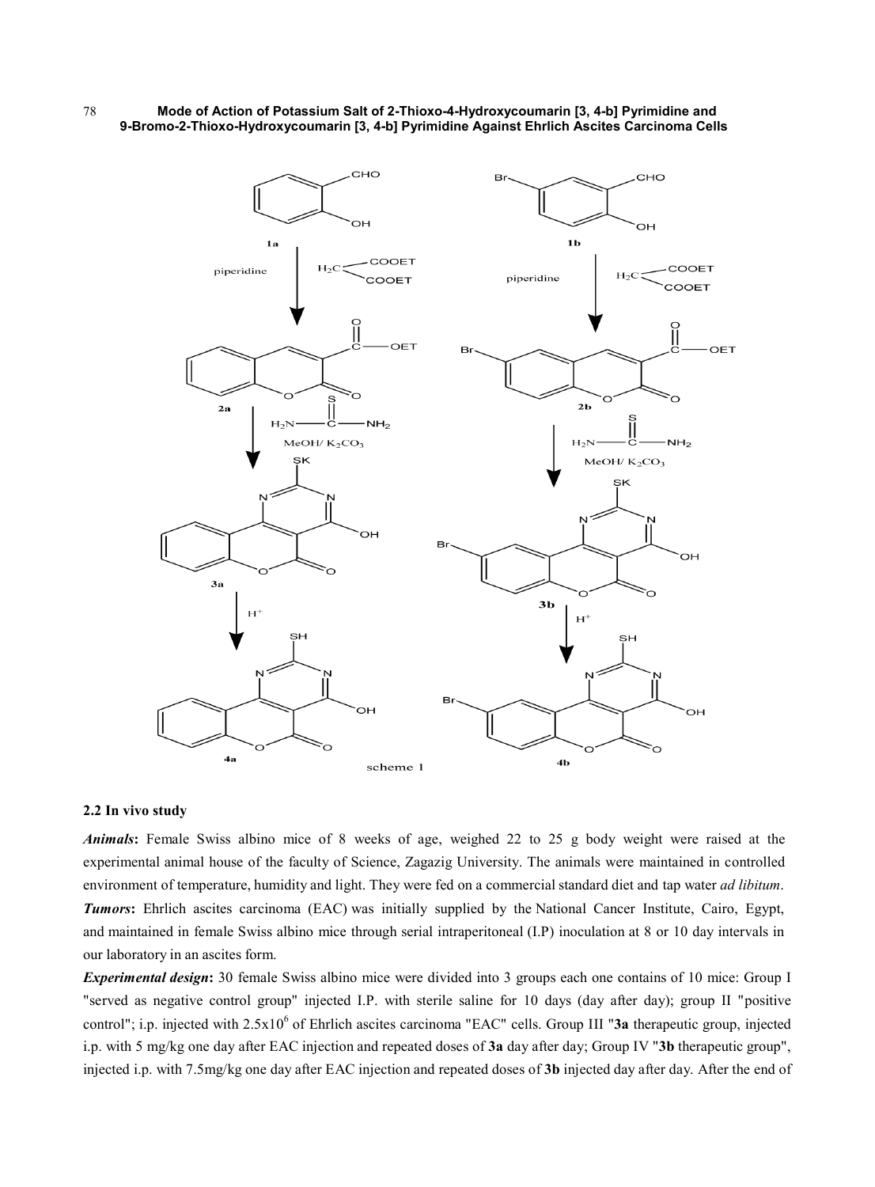scheme 1

## 2.2 In vivo study

***Animals*:** Female Swiss albino mice of 8 weeks of age, weighed 22 to 25 g body weight were raised at the experimental animal house of the faculty of Science, Zagazig University. The animals were maintained in controlled environment of temperature, humidity and light. They were fed on a commercial standard diet and tap water *ad libitum*.

***Tumors*:** Ehrlich ascites carcinoma (EAC) was initially supplied by the National Cancer Institute, Cairo, Egypt, and maintained in female Swiss albino mice through serial intraperitoneal (I.P) inoculation at 8 or 10 day intervals in our laboratory in an ascites form.

***Experimental design*:** 30 female Swiss albino mice were divided into 3 groups each one contains of 10 mice: Group I "served as negative control group" injected I.P. with sterile saline for 10 days (day after day); group II "positive control"; i.p. injected with $2.5x10^6$ of Ehrlich ascites carcinoma "EAC" cells. Group III "**3a** therapeutic group, injected i.p. with 5 mg/kg one day after EAC injection and repeated doses of **3a** day after day; Group IV "**3b** therapeutic group", injected i.p. with 7.5mg/kg one day after EAC injection and repeated doses of **3b** injected day after day. After the end of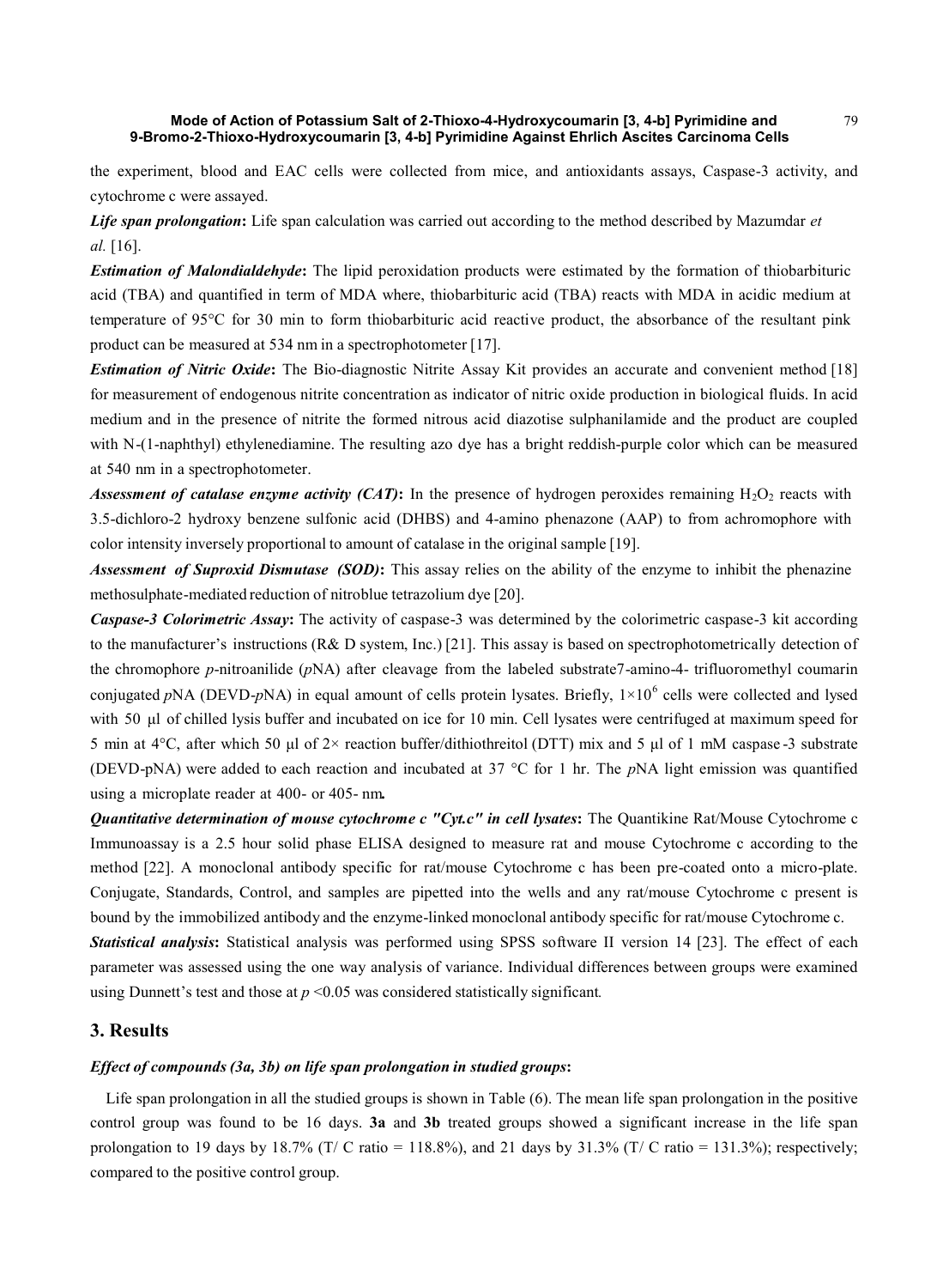the experiment, blood and EAC cells were collected from mice, and antioxidants assays, Caspase-3 activity, and cytochrome c were assayed.

***Life span prolongation*:** Life span calculation was carried out according to the method described by Mazumdar *et al.* [16].

***Estimation of Malondialdehyde*:** The lipid peroxidation products were estimated by the formation of thiobarbituric acid (TBA) and quantified in term of MDA where, thiobarbituric acid (TBA) reacts with MDA in acidic medium at temperature of 95°C for 30 min to form thiobarbituric acid reactive product, the absorbance of the resultant pink product can be measured at 534 nm in a spectrophotometer [17].

***Estimation of Nitric Oxide*:** The Bio-diagnostic Nitrite Assay Kit provides an accurate and convenient method [18] for measurement of endogenous nitrite concentration as indicator of nitric oxide production in biological fluids. In acid medium and in the presence of nitrite the formed nitrous acid diazotise sulphanilamide and the product are coupled with N-(1-naphthyl) ethylenediamine. The resulting azo dye has a bright reddish-purple color which can be measured at 540 nm in a spectrophotometer.

***Assessment of catalase enzyme activity (CAT)*:** In the presence of hydrogen peroxides remaining $H_2O_2$ reacts with 3.5-dichloro-2 hydroxy benzene sulfonic acid (DHBS) and 4-amino phenazone (AAP) to from achromophore with color intensity inversely proportional to amount of catalase in the original sample [19].

***Assessment of Suproxid Dismutase (SOD)*:** This assay relies on the ability of the enzyme to inhibit the phenazine methosulphate-mediated reduction of nitroblue tetrazolium dye [20].

***Caspase-3 Colorimetric Assay*:** The activity of caspase-3 was determined by the colorimetric caspase-3 kit according to the manufacturer's instructions (R& D system, Inc.) [21]. This assay is based on spectrophotometrically detection of the chromophore *p*-nitroanilide (*p*NA) after cleavage from the labeled substrate7-amino-4- trifluoromethyl coumarin conjugated *p*NA (DEVD-*p*NA) in equal amount of cells protein lysates. Briefly, $1{\times}10^6$ cells were collected and lysed with 50 µl of chilled lysis buffer and incubated on ice for 10 min. Cell lysates were centrifuged at maximum speed for 5 min at 4°C, after which 50 µl of 2× reaction buffer/dithiothreitol (DTT) mix and 5 µl of 1 mM caspase-3 substrate (DEVD-pNA) were added to each reaction and incubated at 37 °C for 1 hr. The *p*NA light emission was quantified using a microplate reader at 400- or 405- nm**.**

***Quantitative determination of mouse cytochrome c "Cyt.c" in cell lysates*:** The Quantikine Rat/Mouse Cytochrome c Immunoassay is a 2.5 hour solid phase ELISA designed to measure rat and mouse Cytochrome c according to the method [22]. A monoclonal antibody specific for rat/mouse Cytochrome c has been pre-coated onto a micro-plate. Conjugate, Standards, Control, and samples are pipetted into the wells and any rat/mouse Cytochrome c present is bound by the immobilized antibody and the enzyme-linked monoclonal antibody specific for rat/mouse Cytochrome c.

***Statistical analysis*:** Statistical analysis was performed using SPSS software II version 14 [23]. The effect of each parameter was assessed using the one way analysis of variance. Individual differences between groups were examined using Dunnett's test and those at $p < 0.05$ was considered statistically significant.

## 3. Results

### *Effect of compounds (3a, 3b) on life span prolongation in studied groups*:

Life span prolongation in all the studied groups is shown in Table (6). The mean life span prolongation in the positive control group was found to be 16 days. **3a** and **3b** treated groups showed a significant increase in the life span prolongation to 19 days by 18.7% (T/ C ratio = 118.8%), and 21 days by 31.3% (T/ C ratio = 131.3%); respectively; compared to the positive control group.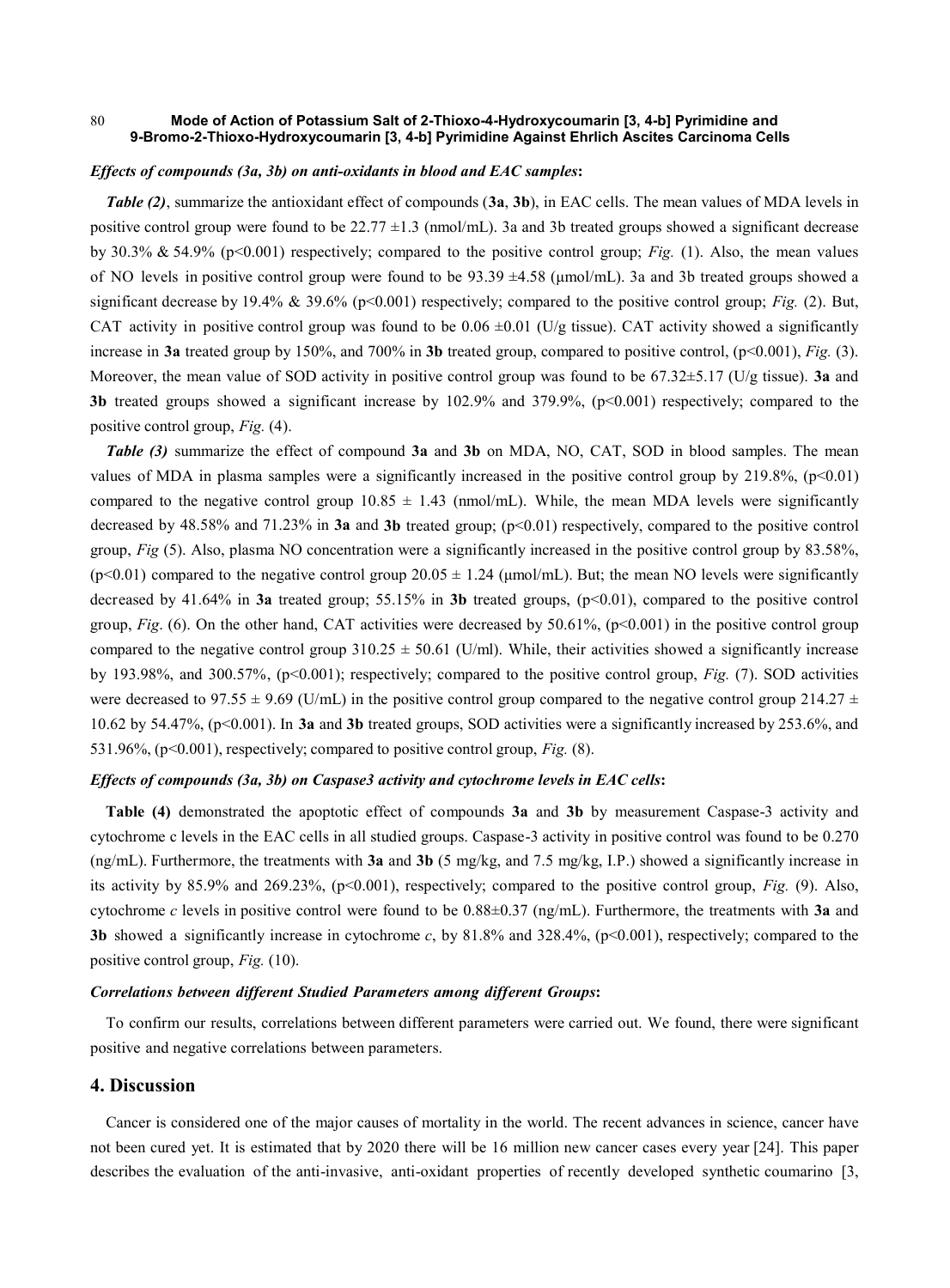***Effects of compounds (3a, 3b) on anti-oxidants in blood and EAC samples*:**

***Table (2)***, summarize the antioxidant effect of compounds (**3a**, **3b**), in EAC cells. The mean values of MDA levels in positive control group were found to be 22.77 ±1.3 (nmol/mL). 3a and 3b treated groups showed a significant decrease by 30.3% & 54.9% ($p<0.001$) respectively; compared to the positive control group; *Fig.* (1). Also, the mean values of NO levels in positive control group were found to be 93.39 ±4.58 (μmol/mL). 3a and 3b treated groups showed a significant decrease by 19.4% & 39.6% ($p<0.001$) respectively; compared to the positive control group; *Fig.* (2). But, CAT activity in positive control group was found to be 0.06 ±0.01 (U/g tissue). CAT activity showed a significantly increase in **3a** treated group by 150%, and 700% in **3b** treated group, compared to positive control, ($p<0.001$), *Fig.* (3). Moreover, the mean value of SOD activity in positive control group was found to be 67.32±5.17 (U/g tissue). **3a** and **3b** treated groups showed a significant increase by 102.9% and 379.9%, ($p<0.001$) respectively; compared to the positive control group, *Fig.* (4).

***Table (3)*** summarize the effect of compound **3a** and **3b** on MDA, NO, CAT, SOD in blood samples. The mean values of MDA in plasma samples were a significantly increased in the positive control group by 219.8%, ($p<0.01$) compared to the negative control group 10.85 ± 1.43 (nmol/mL). While, the mean MDA levels were significantly decreased by 48.58% and 71.23% in **3a** and **3b** treated group; ($p<0.01$) respectively, compared to the positive control group, *Fig* (5). Also, plasma NO concentration were a significantly increased in the positive control group by 83.58%, ($p<0.01$) compared to the negative control group 20.05 ± 1.24 (μmol/mL). But; the mean NO levels were significantly decreased by 41.64% in **3a** treated group; 55.15% in **3b** treated groups, ($p<0.01$), compared to the positive control group, *Fig*. (6). On the other hand, CAT activities were decreased by 50.61%, ($p<0.001$) in the positive control group compared to the negative control group 310.25 ± 50.61 (U/ml). While, their activities showed a significantly increase by 193.98%, and 300.57%, ($p<0.001$); respectively; compared to the positive control group, *Fig.* (7). SOD activities were decreased to 97.55 ± 9.69 (U/mL) in the positive control group compared to the negative control group 214.27 ± 10.62 by 54.47%, ($p<0.001$). In **3a** and **3b** treated groups, SOD activities were a significantly increased by 253.6%, and 531.96%, ($p<0.001$), respectively; compared to positive control group, *Fig.* (8).

***Effects of compounds (3a, 3b) on Caspase3 activity and cytochrome levels in EAC cells*:**

**Table (4)** demonstrated the apoptotic effect of compounds **3a** and **3b** by measurement Caspase-3 activity and cytochrome c levels in the EAC cells in all studied groups. Caspase-3 activity in positive control was found to be 0.270 (ng/mL). Furthermore, the treatments with **3a** and **3b** (5 mg/kg, and 7.5 mg/kg, I.P.) showed a significantly increase in its activity by 85.9% and 269.23%, ($p<0.001$), respectively; compared to the positive control group, *Fig.* (9). Also, cytochrome *c* levels in positive control were found to be 0.88±0.37 (ng/mL). Furthermore, the treatments with **3a** and **3b** showed a significantly increase in cytochrome *c*, by 81.8% and 328.4%, ($p<0.001$), respectively; compared to the positive control group, *Fig.* (10).

***Correlations between different Studied Parameters among different Groups*:**

To confirm our results, correlations between different parameters were carried out. We found, there were significant positive and negative correlations between parameters.

## 4. Discussion

Cancer is considered one of the major causes of mortality in the world. The recent advances in science, cancer have not been cured yet. It is estimated that by 2020 there will be 16 million new cancer cases every year [24]. This paper describes the evaluation of the anti-invasive, anti-oxidant properties of recently developed synthetic coumarino [3,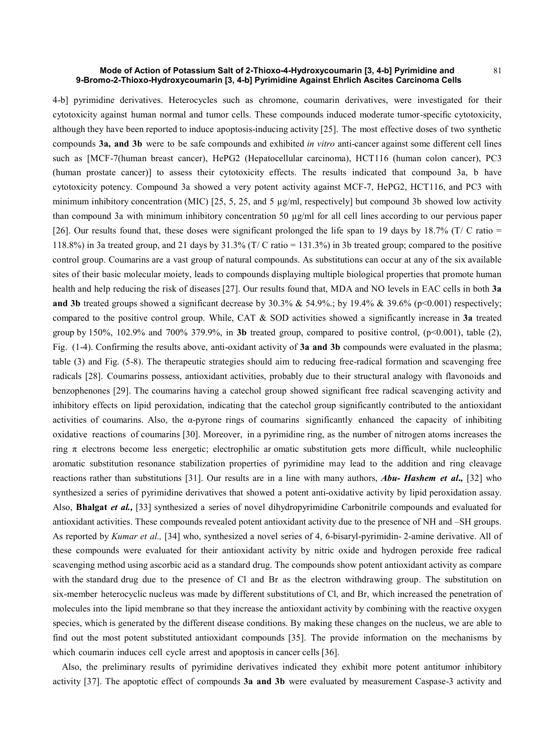4-b] pyrimidine derivatives. Heterocycles such as chromone, coumarin derivatives, were investigated for their cytotoxicity against human normal and tumor cells. These compounds induced moderate tumor-specific cytotoxicity, although they have been reported to induce apoptosis-inducing activity [25]. The most effective doses of two synthetic compounds **3a, and 3b** were to be safe compounds and exhibited *in vitro* anti-cancer against some different cell lines such as [MCF-7(human breast cancer), HePG2 (Hepatocellular carcinoma), HCT116 (human colon cancer), PC3 (human prostate cancer)] to assess their cytotoxicity effects. The results indicated that compound 3a, b have cytotoxicity potency. Compound 3a showed a very potent activity against MCF-7, HePG2, HCT116, and PC3 with minimum inhibitory concentration (MIC) [25, 5, 25, and 5 µg/ml, respectively] but compound 3b showed low activity than compound 3a with minimum inhibitory concentration 50 µg/ml for all cell lines according to our pervious paper [26]. Our results found that, these doses were significant prolonged the life span to 19 days by 18.7% (T/ C ratio = 118.8%) in 3a treated group, and 21 days by 31.3% (T/ C ratio = 131.3%) in 3b treated group; compared to the positive control group. Coumarins are a vast group of natural compounds. As substitutions can occur at any of the six available sites of their basic molecular moiety, leads to compounds displaying multiple biological properties that promote human health and help reducing the risk of diseases [27]. Our results found that, MDA and NO levels in EAC cells in both **3a and 3b** treated groups showed a significant decrease by 30.3% & 54.9%.; by 19.4% & 39.6% ($p<0.001$) respectively; compared to the positive control group. While, CAT & SOD activities showed a significantly increase in **3a** treated group by 150%, 102.9% and 700% 379.9%, in **3b** treated group, compared to positive control, ($p<0.001$), table (2), Fig. (1-4). Confirming the results above, anti-oxidant activity of **3a and 3b** compounds were evaluated in the plasma; table (3) and Fig. (5-8). The therapeutic strategies should aim to reducing free-radical formation and scavenging free radicals [28]. Coumarins possess, antioxidant activities, probably due to their structural analogy with flavonoids and benzophenones [29]. The coumarins having a catechol group showed significant free radical scavenging activity and inhibitory effects on lipid peroxidation, indicating that the catechol group significantly contributed to the antioxidant activities of coumarins. Also, the α-pyrone rings of coumarins significantly enhanced the capacity of inhibiting oxidative reactions of coumarins [30]. Moreover, in a pyrimidine ring, as the number of nitrogen atoms increases the ring π electrons become less energetic; electrophilic ar omatic substitution gets more difficult, while nucleophilic aromatic substitution resonance stabilization properties of pyrimidine may lead to the addition and ring cleavage reactions rather than substitutions [31]. Our results are in a line with many authors, ***Abu- Hashem et al.,*** [32] who synthesized a series of pyrimidine derivatives that showed a potent anti-oxidative activity by lipid peroxidation assay. Also, **Bhalgat *et al.,*** [33] synthesized a series of novel dihydropyrimidine Carbonitrile compounds and evaluated for antioxidant activities. These compounds revealed potent antioxidant activity due to the presence of NH and –SH groups. As reported by *Kumar et al.,* [34] who, synthesized a novel series of 4, 6-bisaryl-pyrimidin- 2-amine derivative. All of these compounds were evaluated for their antioxidant activity by nitric oxide and hydrogen peroxide free radical scavenging method using ascorbic acid as a standard drug. The compounds show potent antioxidant activity as compare with the standard drug due to the presence of Cl and Br as the electron withdrawing group. The substitution on six-member heterocyclic nucleus was made by different substitutions of Cl, and Br, which increased the penetration of molecules into the lipid membrane so that they increase the antioxidant activity by combining with the reactive oxygen species, which is generated by the different disease conditions. By making these changes on the nucleus, we are able to find out the most potent substituted antioxidant compounds [35]. The provide information on the mechanisms by which coumarin induces cell cycle arrest and apoptosis in cancer cells [36].

Also, the preliminary results of pyrimidine derivatives indicated they exhibit more potent antitumor inhibitory activity [37]. The apoptotic effect of compounds **3a and 3b** were evaluated by measurement Caspase-3 activity and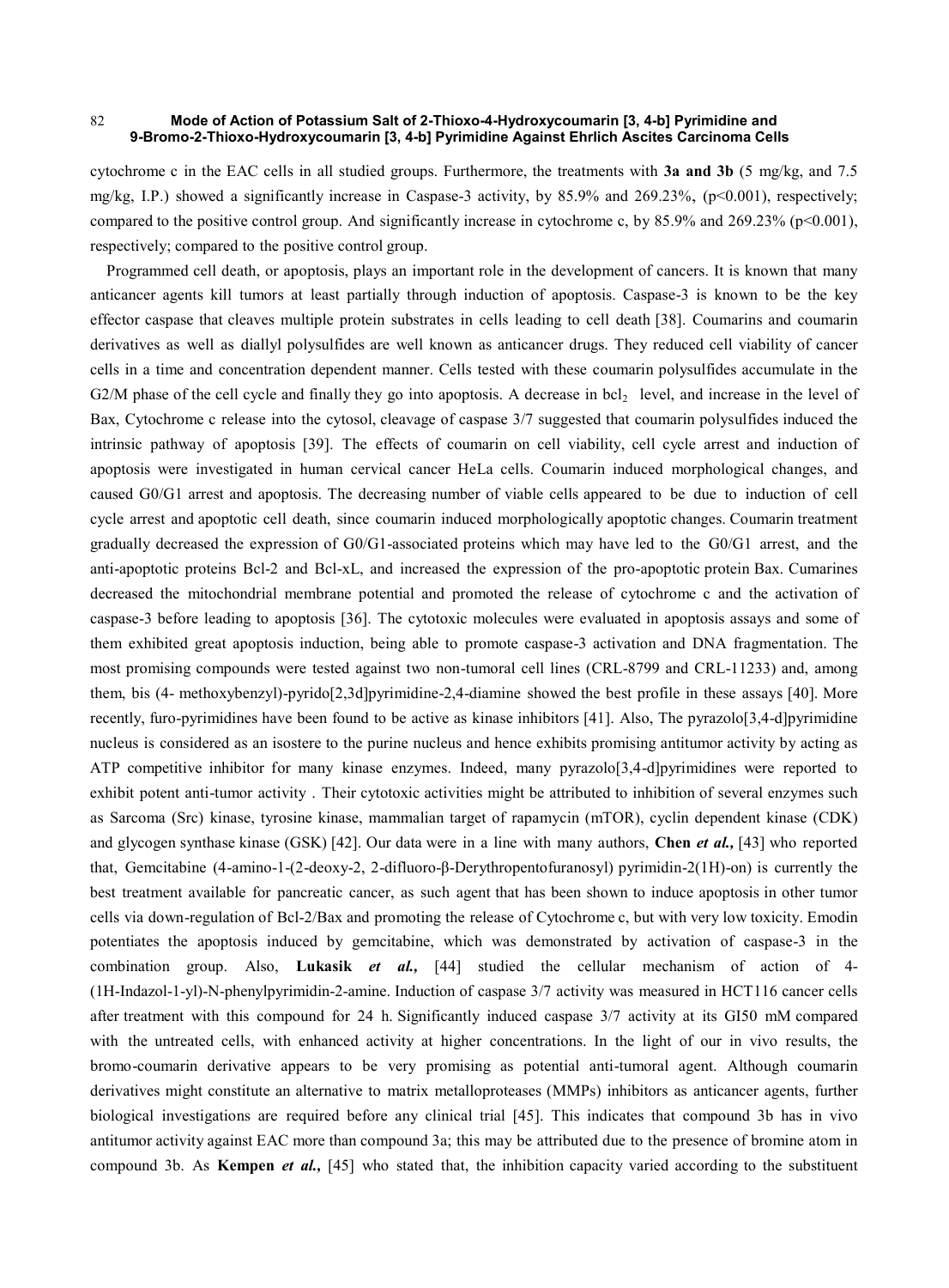cytochrome c in the EAC cells in all studied groups. Furthermore, the treatments with **3a and 3b** (5 mg/kg, and 7.5 mg/kg, I.P.) showed a significantly increase in Caspase-3 activity, by 85.9% and 269.23%, ($p<0.001$), respectively; compared to the positive control group. And significantly increase in cytochrome c, by 85.9% and 269.23% ($p<0.001$), respectively; compared to the positive control group.

Programmed cell death, or apoptosis, plays an important role in the development of cancers. It is known that many anticancer agents kill tumors at least partially through induction of apoptosis. Caspase-3 is known to be the key effector caspase that cleaves multiple protein substrates in cells leading to cell death [38]. Coumarins and coumarin derivatives as well as diallyl polysulfides are well known as anticancer drugs. They reduced cell viability of cancer cells in a time and concentration dependent manner. Cells tested with these coumarin polysulfides accumulate in the G2/M phase of the cell cycle and finally they go into apoptosis. A decrease in $bcl_2$ level, and increase in the level of Bax, Cytochrome c release into the cytosol, cleavage of caspase 3/7 suggested that coumarin polysulfides induced the intrinsic pathway of apoptosis [39]. The effects of coumarin on cell viability, cell cycle arrest and induction of apoptosis were investigated in human cervical cancer HeLa cells. Coumarin induced morphological changes, and caused G0/G1 arrest and apoptosis. The decreasing number of viable cells appeared to be due to induction of cell cycle arrest and apoptotic cell death, since coumarin induced morphologically apoptotic changes. Coumarin treatment gradually decreased the expression of G0/G1-associated proteins which may have led to the G0/G1 arrest, and the anti-apoptotic proteins Bcl-2 and Bcl-xL, and increased the expression of the pro-apoptotic protein Bax. Cumarines decreased the mitochondrial membrane potential and promoted the release of cytochrome c and the activation of caspase-3 before leading to apoptosis [36]. The cytotoxic molecules were evaluated in apoptosis assays and some of them exhibited great apoptosis induction, being able to promote caspase-3 activation and DNA fragmentation. The most promising compounds were tested against two non-tumoral cell lines (CRL-8799 and CRL-11233) and, among them, bis (4- methoxybenzyl)-pyrido[2,3d]pyrimidine-2,4-diamine showed the best profile in these assays [40]. More recently, furo-pyrimidines have been found to be active as kinase inhibitors [41]. Also, The pyrazolo[3,4-d]pyrimidine nucleus is considered as an isostere to the purine nucleus and hence exhibits promising antitumor activity by acting as ATP competitive inhibitor for many kinase enzymes. Indeed, many pyrazolo[3,4-d]pyrimidines were reported to exhibit potent anti-tumor activity . Their cytotoxic activities might be attributed to inhibition of several enzymes such as Sarcoma (Src) kinase, tyrosine kinase, mammalian target of rapamycin (mTOR), cyclin dependent kinase (CDK) and glycogen synthase kinase (GSK) [42]. Our data were in a line with many authors, **Chen *et al.,*** [43] who reported that, Gemcitabine (4-amino-1-(2-deoxy-2, 2-difluoro-β-Derythropentofuranosyl) pyrimidin-2(1H)-on) is currently the best treatment available for pancreatic cancer, as such agent that has been shown to induce apoptosis in other tumor cells via down-regulation of Bcl-2/Bax and promoting the release of Cytochrome c, but with very low toxicity. Emodin potentiates the apoptosis induced by gemcitabine, which was demonstrated by activation of caspase-3 in the combination group. Also, **Lukasik *et al.,*** [44] studied the cellular mechanism of action of 4-(1H-Indazol-1-yl)-N-phenylpyrimidin-2-amine. Induction of caspase 3/7 activity was measured in HCT116 cancer cells after treatment with this compound for 24 h. Significantly induced caspase 3/7 activity at its GI50 mM compared with the untreated cells, with enhanced activity at higher concentrations. In the light of our in vivo results, the bromo-coumarin derivative appears to be very promising as potential anti-tumoral agent. Although coumarin derivatives might constitute an alternative to matrix metalloproteases (MMPs) inhibitors as anticancer agents, further biological investigations are required before any clinical trial [45]. This indicates that compound 3b has in vivo antitumor activity against EAC more than compound 3a; this may be attributed due to the presence of bromine atom in compound 3b. As **Kempen *et al.,*** [45] who stated that, the inhibition capacity varied according to the substituent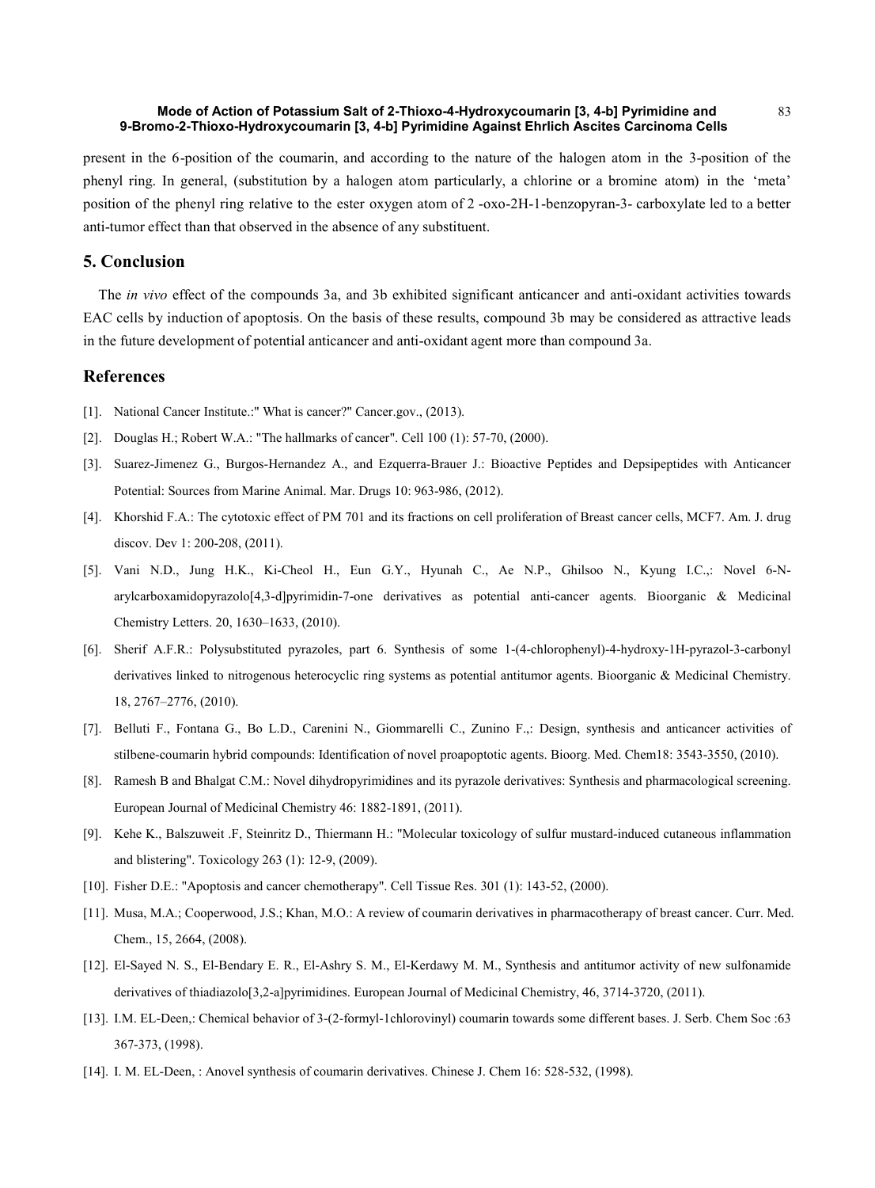present in the 6-position of the coumarin, and according to the nature of the halogen atom in the 3-position of the phenyl ring. In general, (substitution by a halogen atom particularly, a chlorine or a bromine atom) in the 'meta' position of the phenyl ring relative to the ester oxygen atom of 2 -oxo-2H-1-benzopyran-3- carboxylate led to a better anti-tumor effect than that observed in the absence of any substituent.

## 5. Conclusion

The *in vivo* effect of the compounds 3a, and 3b exhibited significant anticancer and anti-oxidant activities towards EAC cells by induction of apoptosis. On the basis of these results, compound 3b may be considered as attractive leads in the future development of potential anticancer and anti-oxidant agent more than compound 3a.

## References

[1]. National Cancer Institute.:" What is cancer?" Cancer.gov., (2013).

[2]. Douglas H.; Robert W.A.: "The hallmarks of cancer". Cell 100 (1): 57-70, (2000).

[3]. Suarez-Jimenez G., Burgos-Hernandez A., and Ezquerra-Brauer J.: Bioactive Peptides and Depsipeptides with Anticancer Potential: Sources from Marine Animal. Mar. Drugs 10: 963-986, (2012).

[4]. Khorshid F.A.: The cytotoxic effect of PM 701 and its fractions on cell proliferation of Breast cancer cells, MCF7. Am. J. drug discov. Dev 1: 200-208, (2011).

[5]. Vani N.D., Jung H.K., Ki-Cheol H., Eun G.Y., Hyunah C., Ae N.P., Ghilsoo N., Kyung I.C.,: Novel 6-N-arylcarboxamidopyrazolo[4,3-d]pyrimidin-7-one derivatives as potential anti-cancer agents. Bioorganic & Medicinal Chemistry Letters. 20, 1630–1633, (2010).

[6]. Sherif A.F.R.: Polysubstituted pyrazoles, part 6. Synthesis of some 1-(4-chlorophenyl)-4-hydroxy-1H-pyrazol-3-carbonyl derivatives linked to nitrogenous heterocyclic ring systems as potential antitumor agents. Bioorganic & Medicinal Chemistry. 18, 2767–2776, (2010).

[7]. Belluti F., Fontana G., Bo L.D., Carenini N., Giommarelli C., Zunino F.,: Design, synthesis and anticancer activities of stilbene-coumarin hybrid compounds: Identification of novel proapoptotic agents. Bioorg. Med. Chem18: 3543-3550, (2010).

[8]. Ramesh B and Bhalgat C.M.: Novel dihydropyrimidines and its pyrazole derivatives: Synthesis and pharmacological screening. European Journal of Medicinal Chemistry 46: 1882-1891, (2011).

[9]. Kehe K., Balszuweit .F, Steinritz D., Thiermann H.: "Molecular toxicology of sulfur mustard-induced cutaneous inflammation and blistering". Toxicology 263 (1): 12-9, (2009).

[10]. Fisher D.E.: "Apoptosis and cancer chemotherapy". Cell Tissue Res. 301 (1): 143-52, (2000).

[11]. Musa, M.A.; Cooperwood, J.S.; Khan, M.O.: A review of coumarin derivatives in pharmacotherapy of breast cancer. Curr. Med. Chem., 15, 2664, (2008).

[12]. El-Sayed N. S., El-Bendary E. R., El-Ashry S. M., El-Kerdawy M. M., Synthesis and antitumor activity of new sulfonamide derivatives of thiadiazolo[3,2-a]pyrimidines. European Journal of Medicinal Chemistry, 46, 3714-3720, (2011).

[13]. I.M. EL-Deen,: Chemical behavior of 3-(2-formyl-1chlorovinyl) coumarin towards some different bases. J. Serb. Chem Soc :63 367-373, (1998).

[14]. I. M. EL-Deen, : Anovel synthesis of coumarin derivatives. Chinese J. Chem 16: 528-532, (1998).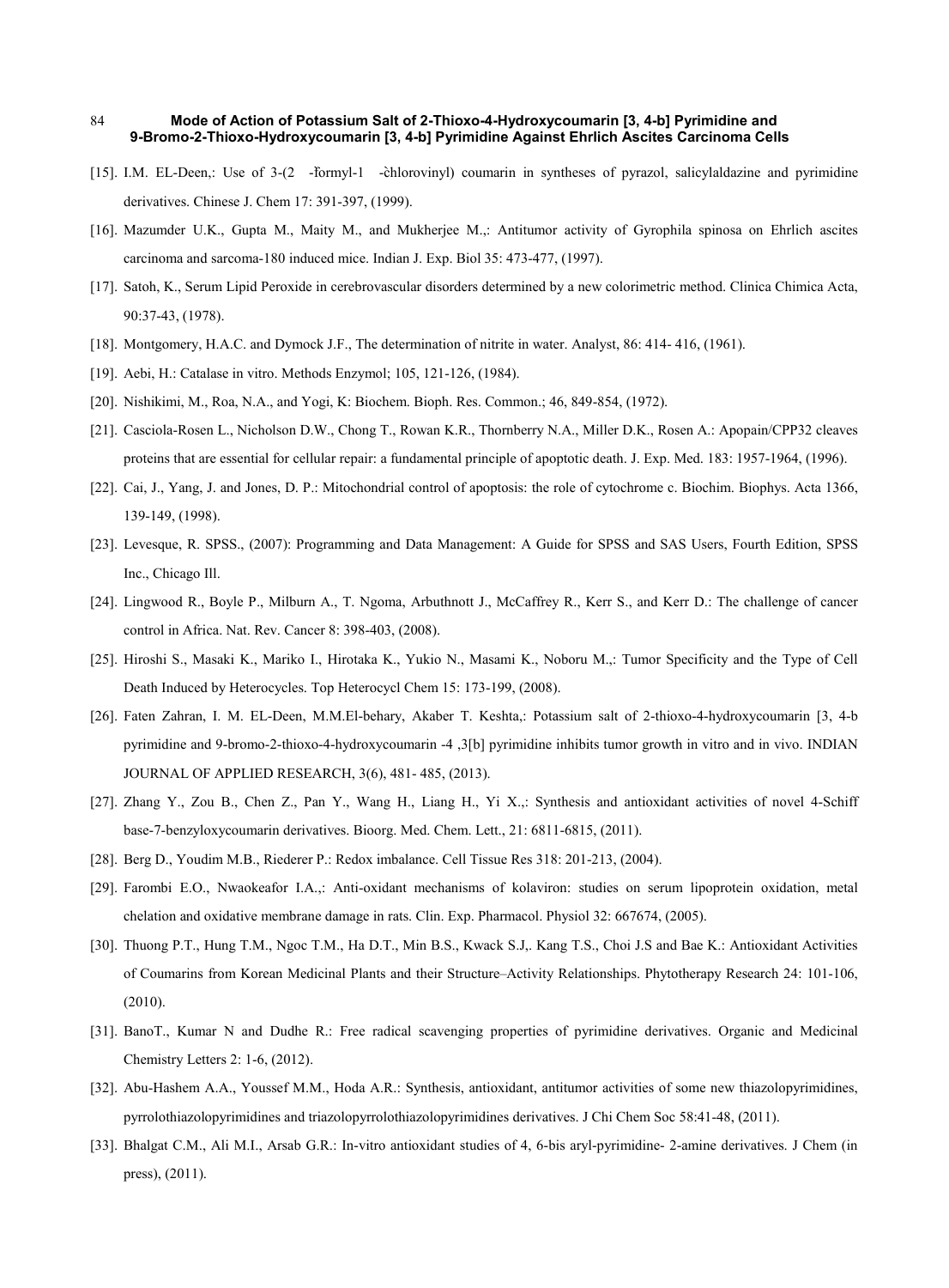[15]. I.M. EL-Deen,: Use of 3-(2 -formyl-1 -chlorovinyl) coumarin in syntheses of pyrazol, salicylaldazine and pyrimidine derivatives. Chinese J. Chem 17: 391-397, (1999).

[16]. Mazumder U.K., Gupta M., Maity M., and Mukherjee M.,: Antitumor activity of Gyrophila spinosa on Ehrlich ascites carcinoma and sarcoma-180 induced mice. Indian J. Exp. Biol 35: 473-477, (1997).

[17]. Satoh, K., Serum Lipid Peroxide in cerebrovascular disorders determined by a new colorimetric method. Clinica Chimica Acta, 90:37-43, (1978).

[18]. Montgomery, H.A.C. and Dymock J.F., The determination of nitrite in water. Analyst, 86: 414- 416, (1961).

[19]. Aebi, H.: Catalase in vitro. Methods Enzymol; 105, 121-126, (1984).

[20]. Nishikimi, M., Roa, N.A., and Yogi, K: Biochem. Bioph. Res. Common.; 46, 849-854, (1972).

[21]. Casciola-Rosen L., Nicholson D.W., Chong T., Rowan K.R., Thornberry N.A., Miller D.K., Rosen A.: Apopain/CPP32 cleaves proteins that are essential for cellular repair: a fundamental principle of apoptotic death. J. Exp. Med. 183: 1957-1964, (1996).

[22]. Cai, J., Yang, J. and Jones, D. P.: Mitochondrial control of apoptosis: the role of cytochrome c. Biochim. Biophys. Acta 1366, 139-149, (1998).

[23]. Levesque, R. SPSS., (2007): Programming and Data Management: A Guide for SPSS and SAS Users, Fourth Edition, SPSS Inc., Chicago Ill.

[24]. Lingwood R., Boyle P., Milburn A., T. Ngoma, Arbuthnott J., McCaffrey R., Kerr S., and Kerr D.: The challenge of cancer control in Africa. Nat. Rev. Cancer 8: 398-403, (2008).

[25]. Hiroshi S., Masaki K., Mariko I., Hirotaka K., Yukio N., Masami K., Noboru M.,: Tumor Specificity and the Type of Cell Death Induced by Heterocycles. Top Heterocycl Chem 15: 173-199, (2008).

[26]. Faten Zahran, I. M. EL-Deen, M.M.El-behary, Akaber T. Keshta,: Potassium salt of 2-thioxo-4-hydroxycoumarin [3, 4-b pyrimidine and 9-bromo-2-thioxo-4-hydroxycoumarin -4 ,3[b] pyrimidine inhibits tumor growth in vitro and in vivo. INDIAN JOURNAL OF APPLIED RESEARCH, 3(6), 481- 485, (2013).

[27]. Zhang Y., Zou B., Chen Z., Pan Y., Wang H., Liang H., Yi X.,: Synthesis and antioxidant activities of novel 4-Schiff base-7-benzyloxycoumarin derivatives. Bioorg. Med. Chem. Lett., 21: 6811-6815, (2011).

[28]. Berg D., Youdim M.B., Riederer P.: Redox imbalance. Cell Tissue Res 318: 201-213, (2004).

[29]. Farombi E.O., Nwaokeafor I.A.,: Anti-oxidant mechanisms of kolaviron: studies on serum lipoprotein oxidation, metal chelation and oxidative membrane damage in rats. Clin. Exp. Pharmacol. Physiol 32: 667674, (2005).

[30]. Thuong P.T., Hung T.M., Ngoc T.M., Ha D.T., Min B.S., Kwack S.J,. Kang T.S., Choi J.S and Bae K.: Antioxidant Activities of Coumarins from Korean Medicinal Plants and their Structure–Activity Relationships. Phytotherapy Research 24: 101-106, (2010).

[31]. BanoT., Kumar N and Dudhe R.: Free radical scavenging properties of pyrimidine derivatives. Organic and Medicinal Chemistry Letters 2: 1-6, (2012).

[32]. Abu-Hashem A.A., Youssef M.M., Hoda A.R.: Synthesis, antioxidant, antitumor activities of some new thiazolopyrimidines, pyrrolothiazolopyrimidines and triazolopyrrolothiazolopyrimidines derivatives. J Chi Chem Soc 58:41-48, (2011).

[33]. Bhalgat C.M., Ali M.I., Arsab G.R.: In-vitro antioxidant studies of 4, 6-bis aryl-pyrimidine- 2-amine derivatives. J Chem (in press), (2011).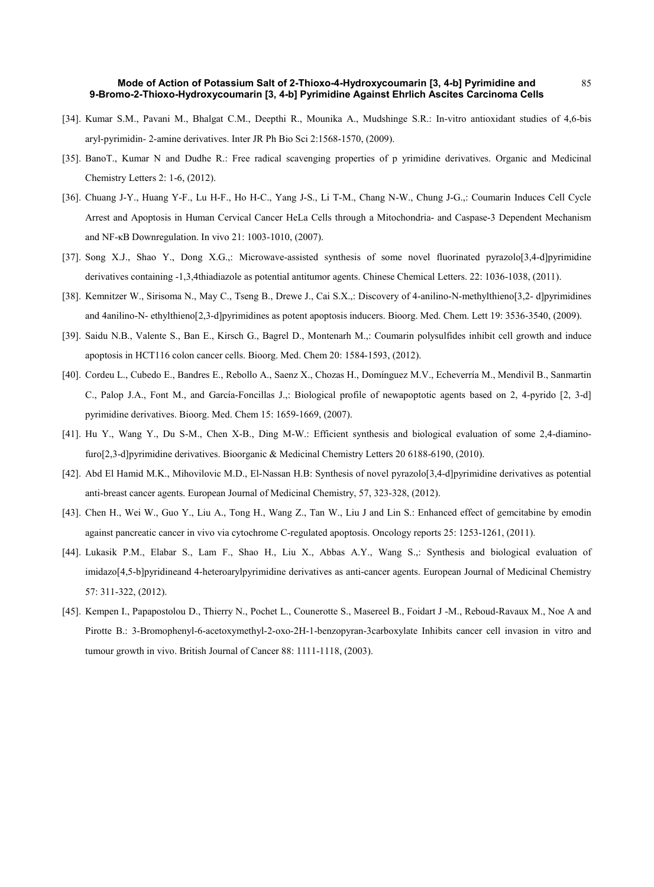[34]. Kumar S.M., Pavani M., Bhalgat C.M., Deepthi R., Mounika A., Mudshinge S.R.: In-vitro antioxidant studies of 4,6-bis aryl-pyrimidin- 2-amine derivatives. Inter JR Ph Bio Sci 2:1568-1570, (2009).

[35]. BanoT., Kumar N and Dudhe R.: Free radical scavenging properties of p yrimidine derivatives. Organic and Medicinal Chemistry Letters 2: 1-6, (2012).

[36]. Chuang J-Y., Huang Y-F., Lu H-F., Ho H-C., Yang J-S., Li T-M., Chang N-W., Chung J-G.,: Coumarin Induces Cell Cycle Arrest and Apoptosis in Human Cervical Cancer HeLa Cells through a Mitochondria- and Caspase-3 Dependent Mechanism and NF-κB Downregulation. In vivo 21: 1003-1010, (2007).

[37]. Song X.J., Shao Y., Dong X.G.,: Microwave-assisted synthesis of some novel fluorinated pyrazolo[3,4-d]pyrimidine derivatives containing -1,3,4thiadiazole as potential antitumor agents. Chinese Chemical Letters. 22: 1036-1038, (2011).

[38]. Kemnitzer W., Sirisoma N., May C., Tseng B., Drewe J., Cai S.X.,: Discovery of 4-anilino-N-methylthieno[3,2- d]pyrimidines and 4anilino-N- ethylthieno[2,3-d]pyrimidines as potent apoptosis inducers. Bioorg. Med. Chem. Lett 19: 3536-3540, (2009).

[39]. Saidu N.B., Valente S., Ban E., Kirsch G., Bagrel D., Montenarh M.,: Coumarin polysulfides inhibit cell growth and induce apoptosis in HCT116 colon cancer cells. Bioorg. Med. Chem 20: 1584-1593, (2012).

[40]. Cordeu L., Cubedo E., Bandres E., Rebollo A., Saenz X., Chozas H., Domínguez M.V., Echeverría M., Mendivil B., Sanmartin C., Palop J.A., Font M., and García-Foncillas J.,: Biological profile of newapoptotic agents based on 2, 4-pyrido [2, 3-d] pyrimidine derivatives. Bioorg. Med. Chem 15: 1659-1669, (2007).

[41]. Hu Y., Wang Y., Du S-M., Chen X-B., Ding M-W.: Efficient synthesis and biological evaluation of some 2,4-diamino-furo[2,3-d]pyrimidine derivatives. Bioorganic & Medicinal Chemistry Letters 20 6188-6190, (2010).

[42]. Abd El Hamid M.K., Mihovilovic M.D., El-Nassan H.B: Synthesis of novel pyrazolo[3,4-d]pyrimidine derivatives as potential anti-breast cancer agents. European Journal of Medicinal Chemistry, 57, 323-328, (2012).

[43]. Chen H., Wei W., Guo Y., Liu A., Tong H., Wang Z., Tan W., Liu J and Lin S.: Enhanced effect of gemcitabine by emodin against pancreatic cancer in vivo via cytochrome C-regulated apoptosis. Oncology reports 25: 1253-1261, (2011).

[44]. Lukasik P.M., Elabar S., Lam F., Shao H., Liu X., Abbas A.Y., Wang S.,: Synthesis and biological evaluation of imidazo[4,5-b]pyridineand 4-heteroarylpyrimidine derivatives as anti-cancer agents. European Journal of Medicinal Chemistry 57: 311-322, (2012).

[45]. Kempen I., Papapostolou D., Thierry N., Pochet L., Counerotte S., Masereel B., Foidart J -M., Reboud-Ravaux M., Noe A and Pirotte B.: 3-Bromophenyl-6-acetoxymethyl-2-oxo-2H-1-benzopyran-3carboxylate Inhibits cancer cell invasion in vitro and tumour growth in vivo. British Journal of Cancer 88: 1111-1118, (2003).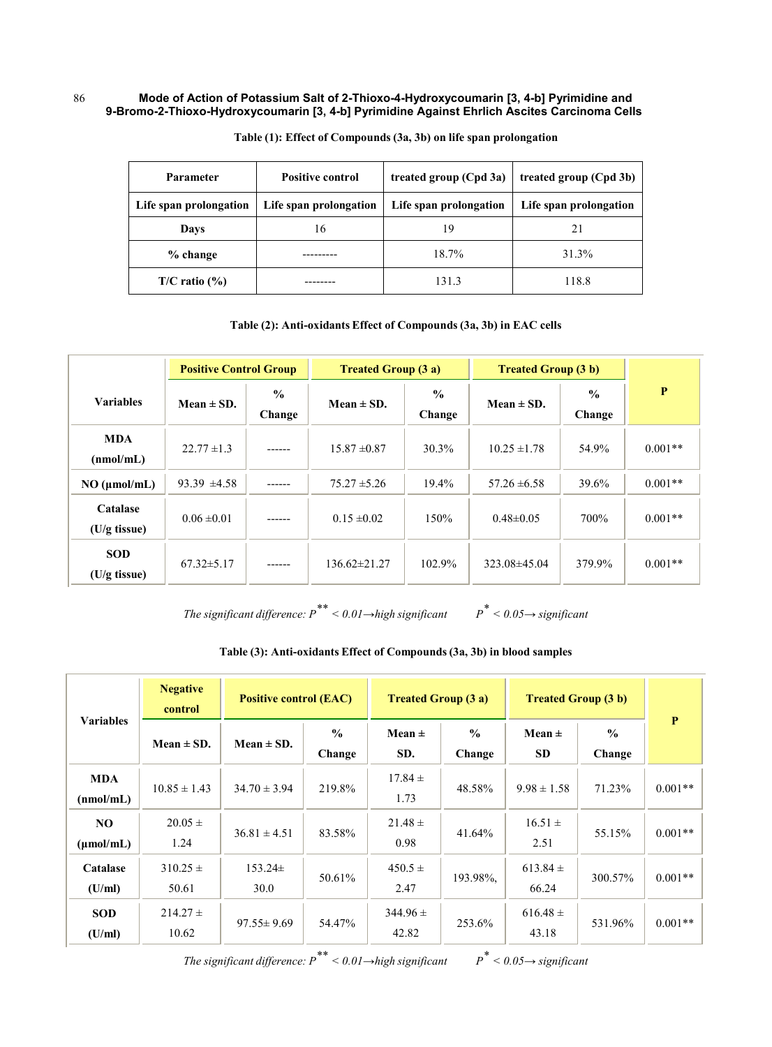**Table (1): Effect of Compounds (3a, 3b) on life span prolongation**

| Parameter | Positive control | treated group (Cpd 3a) | treated group (Cpd 3b) |
|---|---|---|---|
| Life span prolongation | Life span prolongation | Life span prolongation | Life span prolongation |
| Days | 16 | 19 | 21 |
| % change | --------- | 18.7% | 31.3% |
| T/C ratio (%) | -------- | 131.3 | 118.8 |

**Table (2): Anti-oxidants Effect of Compounds (3a, 3b) in EAC cells**

| Variables | Positive Control Group | | Treated Group (3 a) | | Treated Group (3 b) | | P |
|---|---|---|---|---|---|---|---|
| | Mean ± SD. | % Change | Mean ± SD. | % Change | Mean ± SD. | % Change | |
| MDA (nmol/mL) | 22.77 ±1.3 | ------ | 15.87 ±0.87 | 30.3% | 10.25 ±1.78 | 54.9% | 0.001** |
| NO (µmol/mL) | 93.39 ±4.58 | ------ | 75.27 ±5.26 | 19.4% | 57.26 ±6.58 | 39.6% | 0.001** |
| Catalase (U/g tissue) | 0.06 ±0.01 | ------ | 0.15 ±0.02 | 150% | 0.48±0.05 | 700% | 0.001** |
| SOD (U/g tissue) | 67.32±5.17 | ------ | 136.62±21.27 | 102.9% | 323.08±45.04 | 379.9% | 0.001** |

*The significant difference: $P^{**} < 0.01$→high significant $P^{*} < 0.05$→ significant*

**Table (3): Anti-oxidants Effect of Compounds (3a, 3b) in blood samples**

| Variables | Negative control | Positive control (EAC) | | Treated Group (3 a) | | Treated Group (3 b) | | P |
|---|---|---|---|---|---|---|---|---|
| | Mean ± SD. | Mean ± SD. | % Change | Mean ± SD. | % Change | Mean ± SD | % Change | |
| MDA (nmol/mL) | 10.85 ± 1.43 | 34.70 ± 3.94 | 219.8% | 17.84 ± 1.73 | 48.58% | 9.98 ± 1.58 | 71.23% | 0.001** |
| NO (µmol/mL) | 20.05 ± 1.24 | 36.81 ± 4.51 | 83.58% | 21.48 ± 0.98 | 41.64% | 16.51 ± 2.51 | 55.15% | 0.001** |
| Catalase (U/ml) | 310.25 ± 50.61 | 153.24± 30.0 | 50.61% | 450.5 ± 2.47 | 193.98%, | 613.84 ± 66.24 | 300.57% | 0.001** |
| SOD (U/ml) | 214.27 ± 10.62 | 97.55± 9.69 | 54.47% | 344.96 ± 42.82 | 253.6% | 616.48 ± 43.18 | 531.96% | 0.001** |

*The significant difference: $P^{**} < 0.01$→high significant $P^{*} < 0.05$→ significant*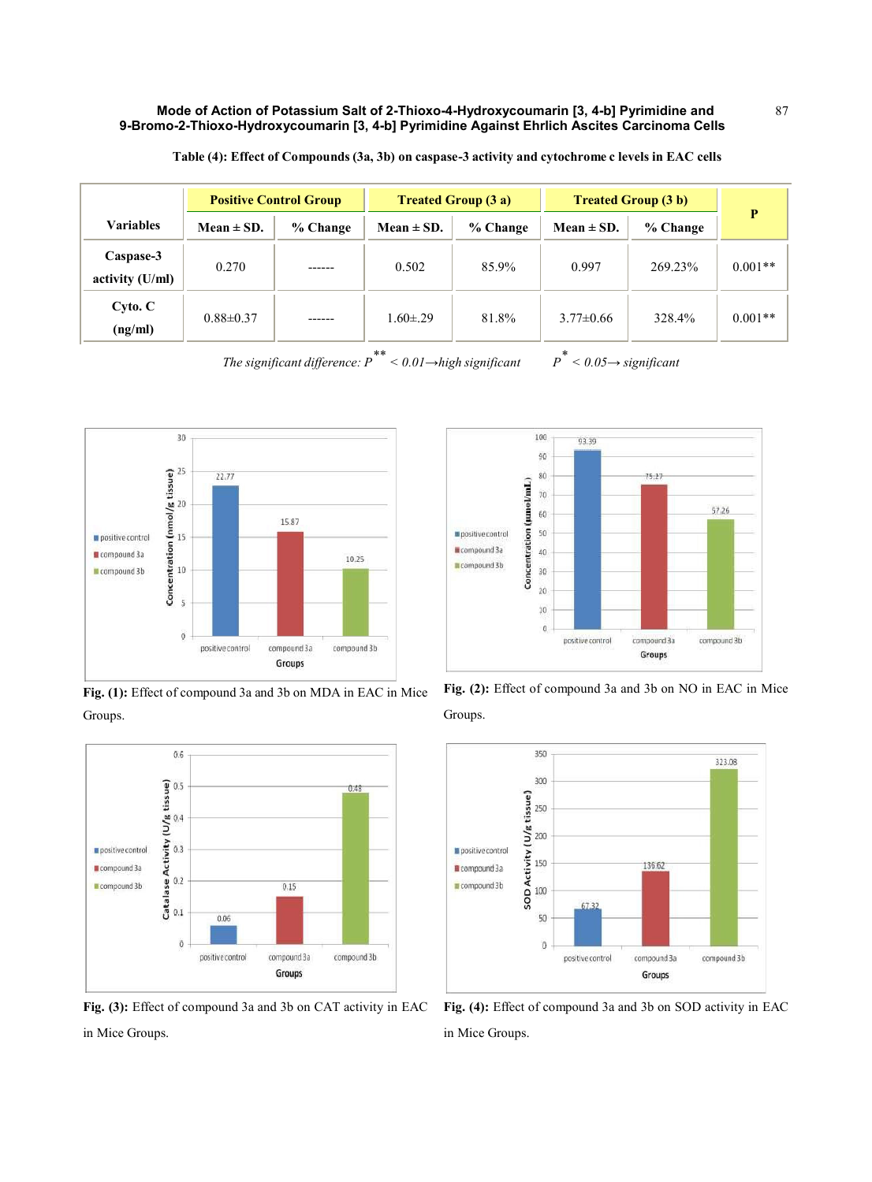**Table (4): Effect of Compounds (3a, 3b) on caspase-3 activity and cytochrome c levels in EAC cells**

| Variables | Positive Control Group | | Treated Group (3 a) | | Treated Group (3 b) | | P |
|---|---|---|---|---|---|---|---|
| | Mean ± SD. | % Change | Mean ± SD. | % Change | Mean ± SD. | % Change | |
| Caspase-3 activity (U/ml) | 0.270 | ------ | 0.502 | 85.9% | 0.997 | 269.23% | 0.001** |
| Cyto. C (ng/ml) | 0.88±0.37 | ------ | 1.60±.29 | 81.8% | 3.77±0.66 | 328.4% | 0.001** |

*The significant difference: $P^{**} < 0.01$→high significant $P^{*} < 0.05$→ significant*

**Fig. (1):** Effect of compound 3a and 3b on MDA in EAC in Mice Groups.

**Fig. (2):** Effect of compound 3a and 3b on NO in EAC in Mice Groups.

**Fig. (3):** Effect of compound 3a and 3b on CAT activity in EAC in Mice Groups.

**Fig. (4):** Effect of compound 3a and 3b on SOD activity in EAC in Mice Groups.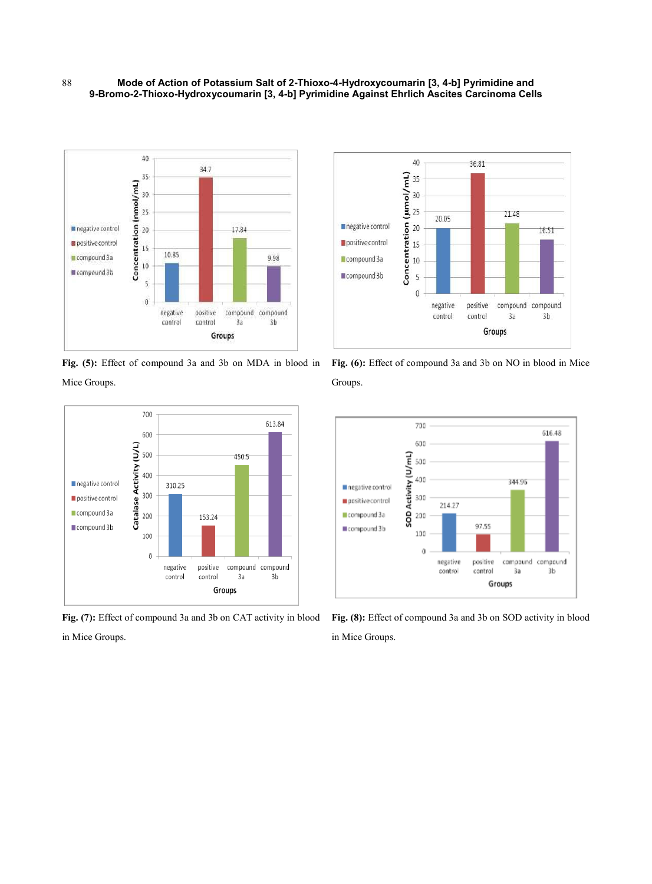Fig. (5): Effect of compound 3a and 3b on MDA in blood in Mice Groups.

Fig. (6): Effect of compound 3a and 3b on NO in blood in Mice Groups.

Fig. (7): Effect of compound 3a and 3b on CAT activity in blood in Mice Groups.

Fig. (8): Effect of compound 3a and 3b on SOD activity in blood in Mice Groups.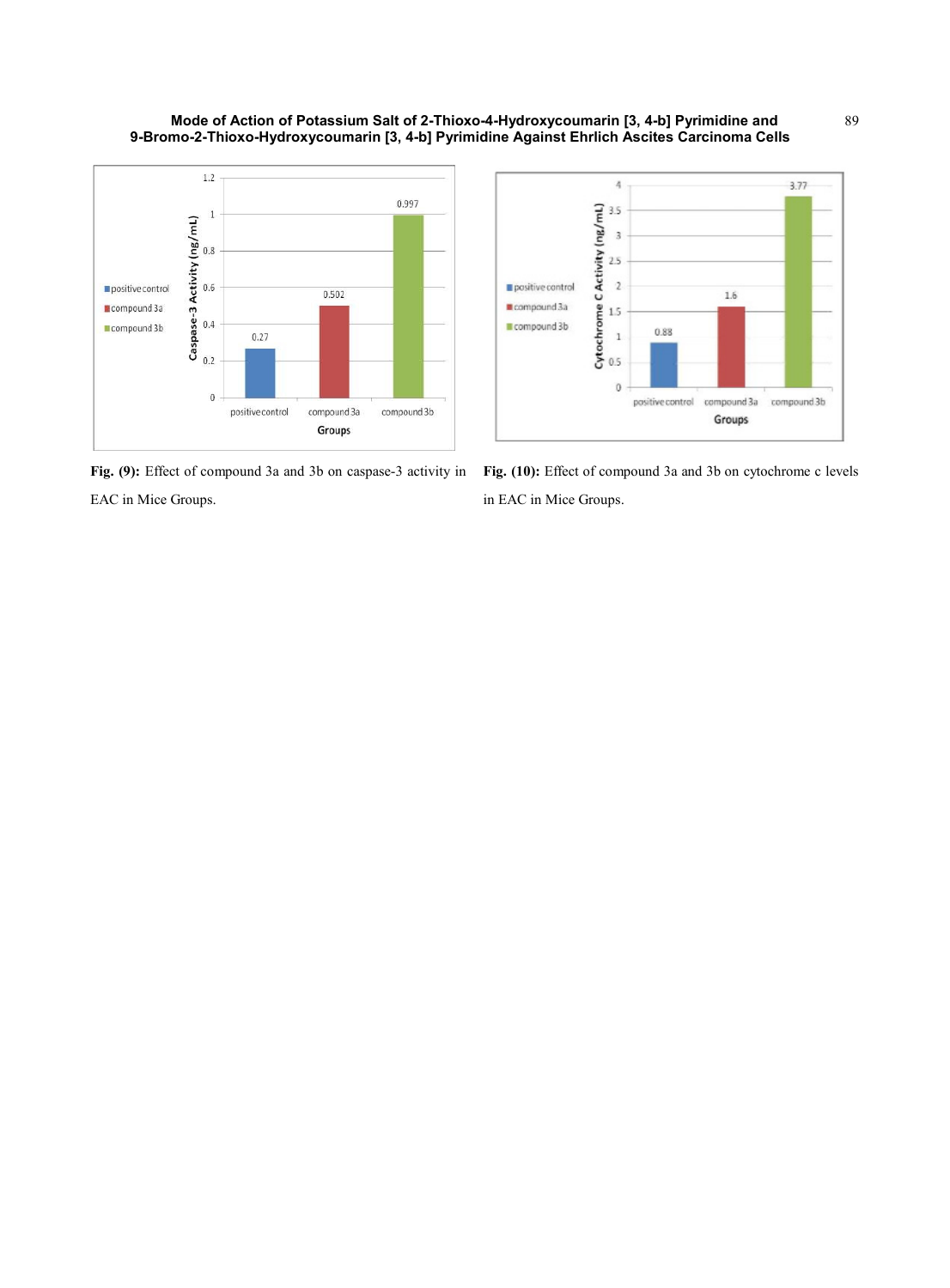Caspase-3 Activity (ng/mL)

1.2
1
0.8
0.6
0.4
0.2
0

0.27
0.502
0.997

positive control
compound 3a
compound 3b

Groups

■ positive control
■ compound 3a
■ compound 3b

**Fig. (9):** Effect of compound 3a and 3b on caspase-3 activity in EAC in Mice Groups.

Cytochrome C Activity (ng/mL)

4
3.5
3
2.5
2
1.5
1
0.5
0

0.88
1.6
3.77

positive control
compound 3a
compound 3b

Groups

■ positive control
■ compound 3a
■ compound 3b

**Fig. (10):** Effect of compound 3a and 3b on cytochrome c levels in EAC in Mice Groups.